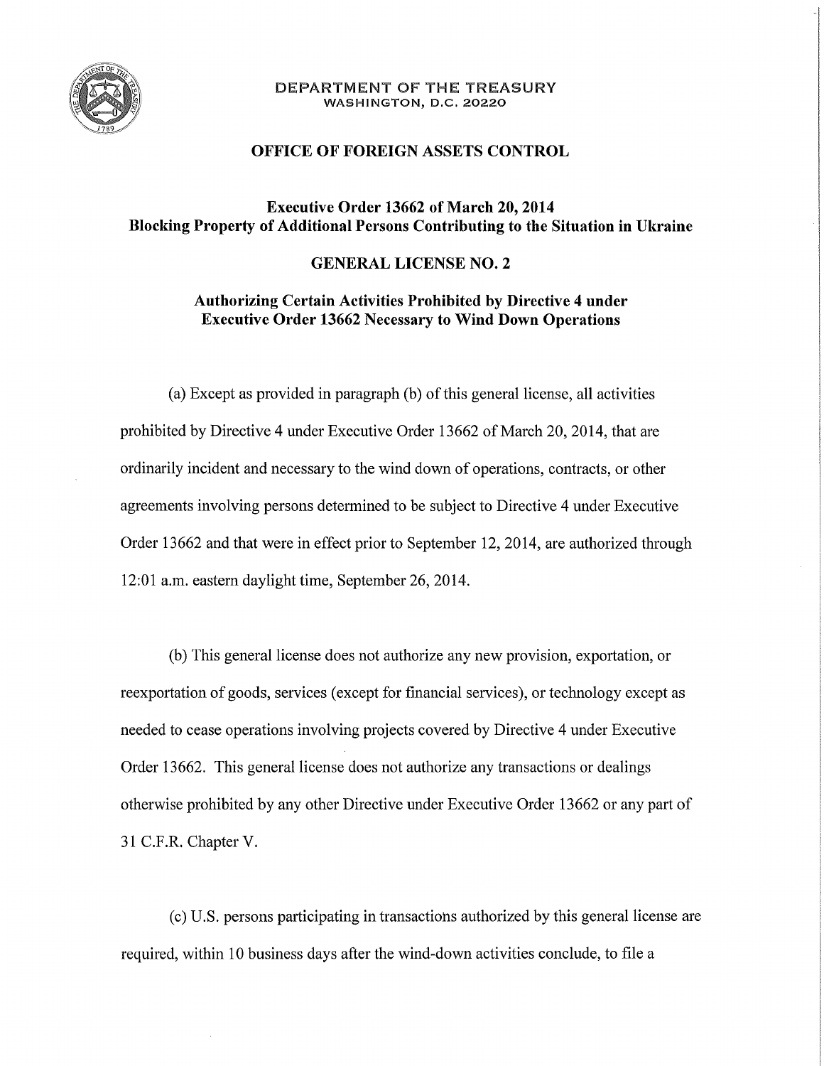DEPARTMENT OF THE TREASURY
WASHINGTON, D.C. 20220

## OFFICE OF FOREIGN ASSETS CONTROL

## Executive Order 13662 of March 20, 2014 Blocking Property of Additional Persons Contributing to the Situation in Ukraine

## GENERAL LICENSE NO. 2

## Authorizing Certain Activities Prohibited by Directive 4 under Executive Order 13662 Necessary to Wind Down Operations

(a) Except as provided in paragraph (b) of this general license, all activities prohibited by Directive 4 under Executive Order 13662 of March 20, 2014, that are ordinarily incident and necessary to the wind down of operations, contracts, or other agreements involving persons determined to be subject to Directive 4 under Executive Order 13662 and that were in effect prior to September 12, 2014, are authorized through 12:01 a.m. eastern daylight time, September 26, 2014.

(b) This general license does not authorize any new provision, exportation, or reexportation of goods, services (except for financial services), or technology except as needed to cease operations involving projects covered by Directive 4 under Executive Order 13662. This general license does not authorize any transactions or dealings otherwise prohibited by any other Directive under Executive Order 13662 or any part of 31 C.F.R. Chapter V.

(c) U.S. persons participating in transactions authorized by this general license are required, within 10 business days after the wind-down activities conclude, to file a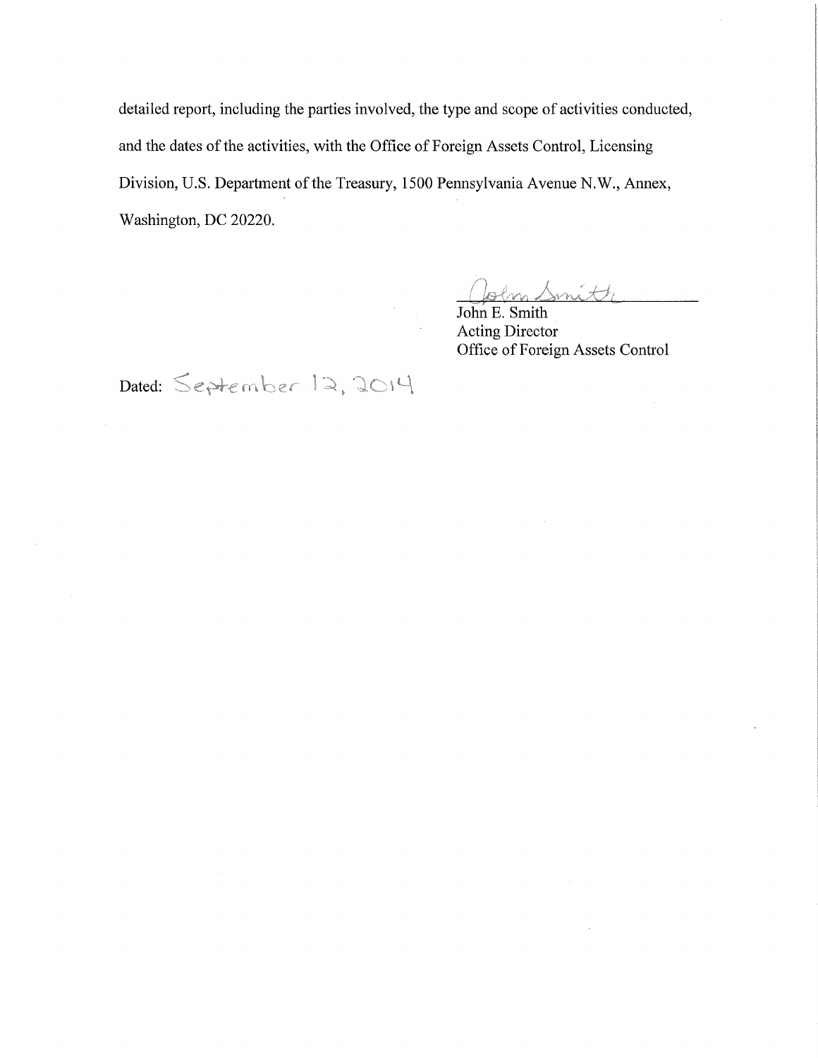detailed report, including the parties involved, the type and scope of activities conducted, and the dates of the activities, with the Office of Foreign Assets Control, Licensing Division, U.S. Department of the Treasury, 1500 Pennsylvania Avenue N.W., Annex, Washington, DC 20220.

John Smith

John E. Smith
Acting Director
Office of Foreign Assets Control

Dated: September 12, 2014